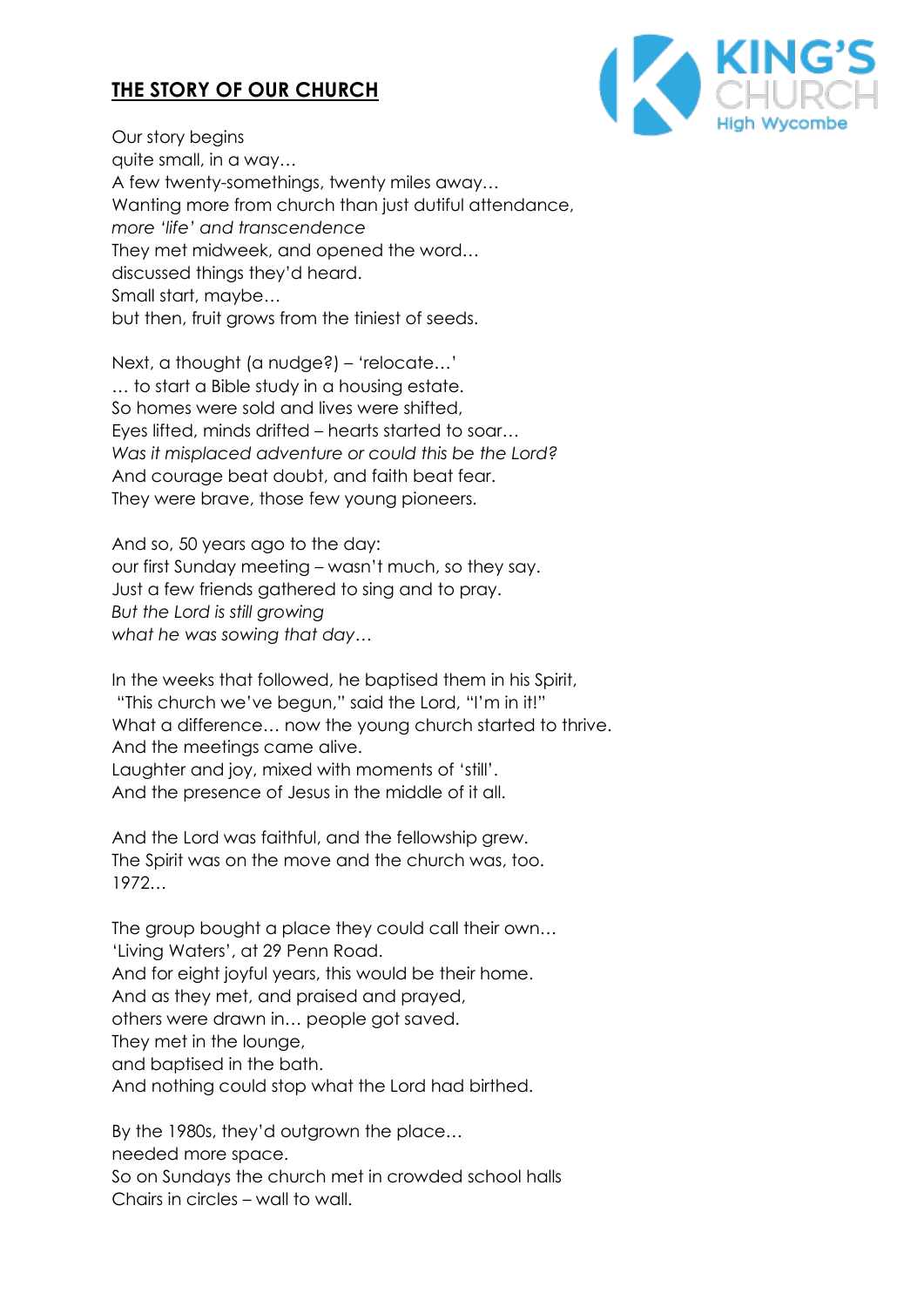# THE STORY OF OUR CHURCH

Our story begins
quite small, in a way…
A few twenty-somethings, twenty miles away…
Wanting more from church than just dutiful attendance,
*more 'life' and transcendence*
They met midweek, and opened the word…
discussed things they'd heard.
Small start, maybe…
but then, fruit grows from the tiniest of seeds.

Next, a thought (a nudge?) – 'relocate…'
… to start a Bible study in a housing estate.
So homes were sold and lives were shifted,
Eyes lifted, minds drifted – hearts started to soar…
*Was it misplaced adventure or could this be the Lord?*
And courage beat doubt, and faith beat fear.
They were brave, those few young pioneers.

And so, 50 years ago to the day:
our first Sunday meeting – wasn't much, so they say.
Just a few friends gathered to sing and to pray.
*But the Lord is still growing*
*what he was sowing that day…*

In the weeks that followed, he baptised them in his Spirit,
"This church we've begun," said the Lord, "I'm in it!"
What a difference… now the young church started to thrive.
And the meetings came alive.
Laughter and joy, mixed with moments of 'still'.
And the presence of Jesus in the middle of it all.

And the Lord was faithful, and the fellowship grew.
The Spirit was on the move and the church was, too.
1972…

The group bought a place they could call their own…
'Living Waters', at 29 Penn Road.
And for eight joyful years, this would be their home.
And as they met, and praised and prayed,
others were drawn in… people got saved.
They met in the lounge,
and baptised in the bath.
And nothing could stop what the Lord had birthed.

By the 1980s, they'd outgrown the place…
needed more space.
So on Sundays the church met in crowded school halls
Chairs in circles – wall to wall.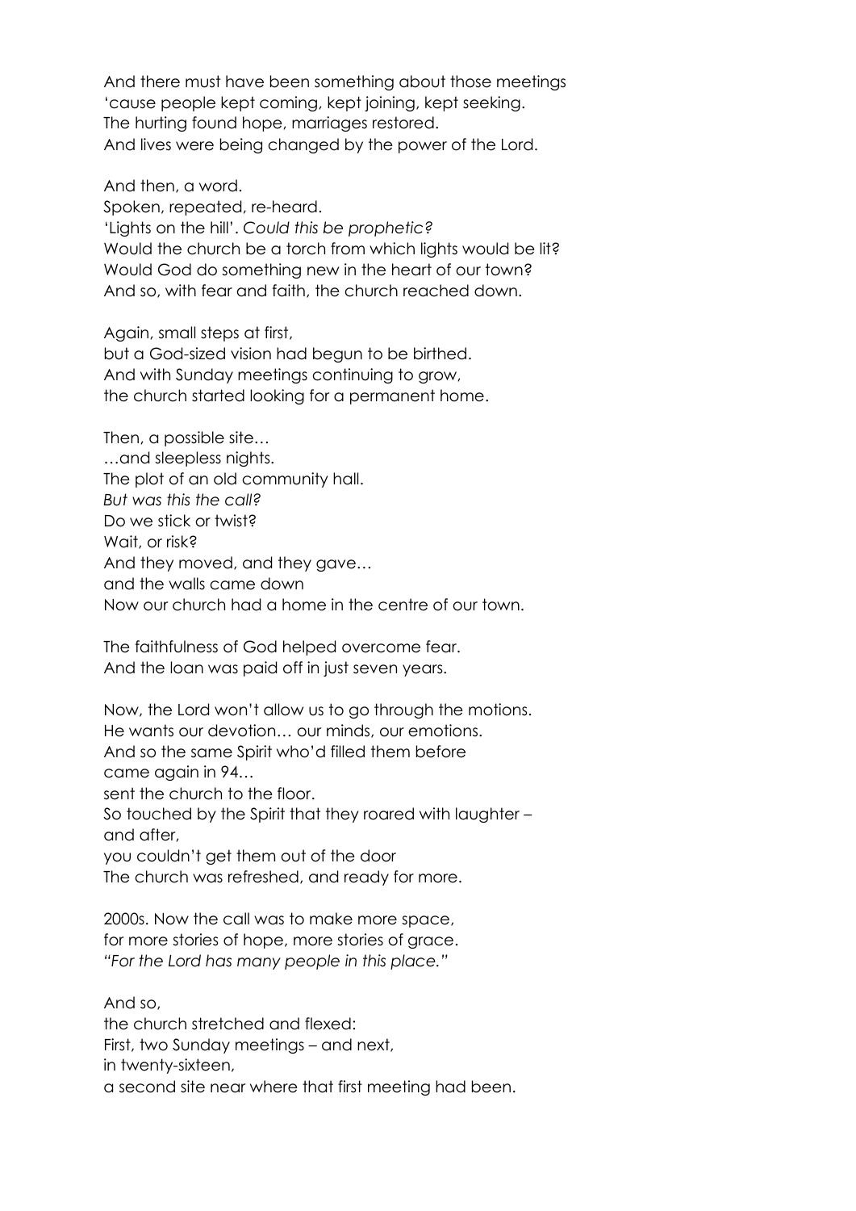And there must have been something about those meetings
'cause people kept coming, kept joining, kept seeking.
The hurting found hope, marriages restored.
And lives were being changed by the power of the Lord.

And then, a word.
Spoken, repeated, re-heard.
'Lights on the hill'. *Could this be prophetic?*
Would the church be a torch from which lights would be lit?
Would God do something new in the heart of our town?
And so, with fear and faith, the church reached down.

Again, small steps at first,
but a God-sized vision had begun to be birthed.
And with Sunday meetings continuing to grow,
the church started looking for a permanent home.

Then, a possible site…
…and sleepless nights.
The plot of an old community hall.
*But was this the call?*
Do we stick or twist?
Wait, or risk?
And they moved, and they gave…
and the walls came down
Now our church had a home in the centre of our town.

The faithfulness of God helped overcome fear.
And the loan was paid off in just seven years.

Now, the Lord won't allow us to go through the motions.
He wants our devotion… our minds, our emotions.
And so the same Spirit who'd filled them before
came again in 94…
sent the church to the floor.
So touched by the Spirit that they roared with laughter –
and after,
you couldn't get them out of the door
The church was refreshed, and ready for more.

2000s. Now the call was to make more space,
for more stories of hope, more stories of grace.
*"For the Lord has many people in this place."*

And so,
the church stretched and flexed:
First, two Sunday meetings – and next,
in twenty-sixteen,
a second site near where that first meeting had been.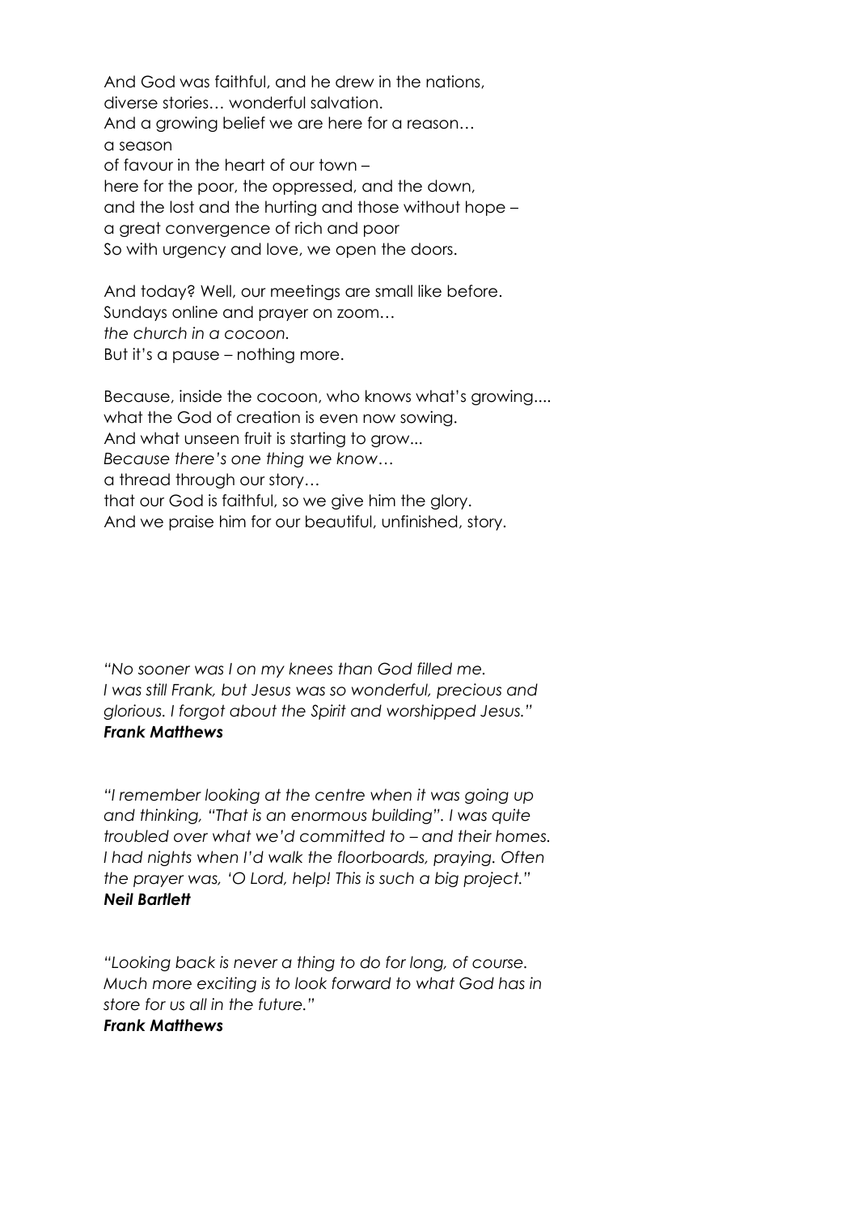And God was faithful, and he drew in the nations,  
diverse stories… wonderful salvation.  
And a growing belief we are here for a reason…  
a season  
of favour in the heart of our town –  
here for the poor, the oppressed, and the down,  
and the lost and the hurting and those without hope –  
a great convergence of rich and poor  
So with urgency and love, we open the doors.

And today? Well, our meetings are small like before.  
Sundays online and prayer on zoom…  
*the church in a cocoon.*  
But it's a pause – nothing more.

Because, inside the cocoon, who knows what's growing....  
what the God of creation is even now sowing.  
And what unseen fruit is starting to grow...  
*Because there's one thing we know…*  
a thread through our story…  
that our God is faithful, so we give him the glory.  
And we praise him for our beautiful, unfinished, story.

*"No sooner was I on my knees than God filled me.  
I was still Frank, but Jesus was so wonderful, precious and glorious. I forgot about the Spirit and worshipped Jesus."*  
***Frank Matthews***

*"I remember looking at the centre when it was going up and thinking, "That is an enormous building". I was quite troubled over what we'd committed to – and their homes. I had nights when I'd walk the floorboards, praying. Often the prayer was, 'O Lord, help! This is such a big project."*  
***Neil Bartlett***

*"Looking back is never a thing to do for long, of course. Much more exciting is to look forward to what God has in store for us all in the future."*  
***Frank Matthews***